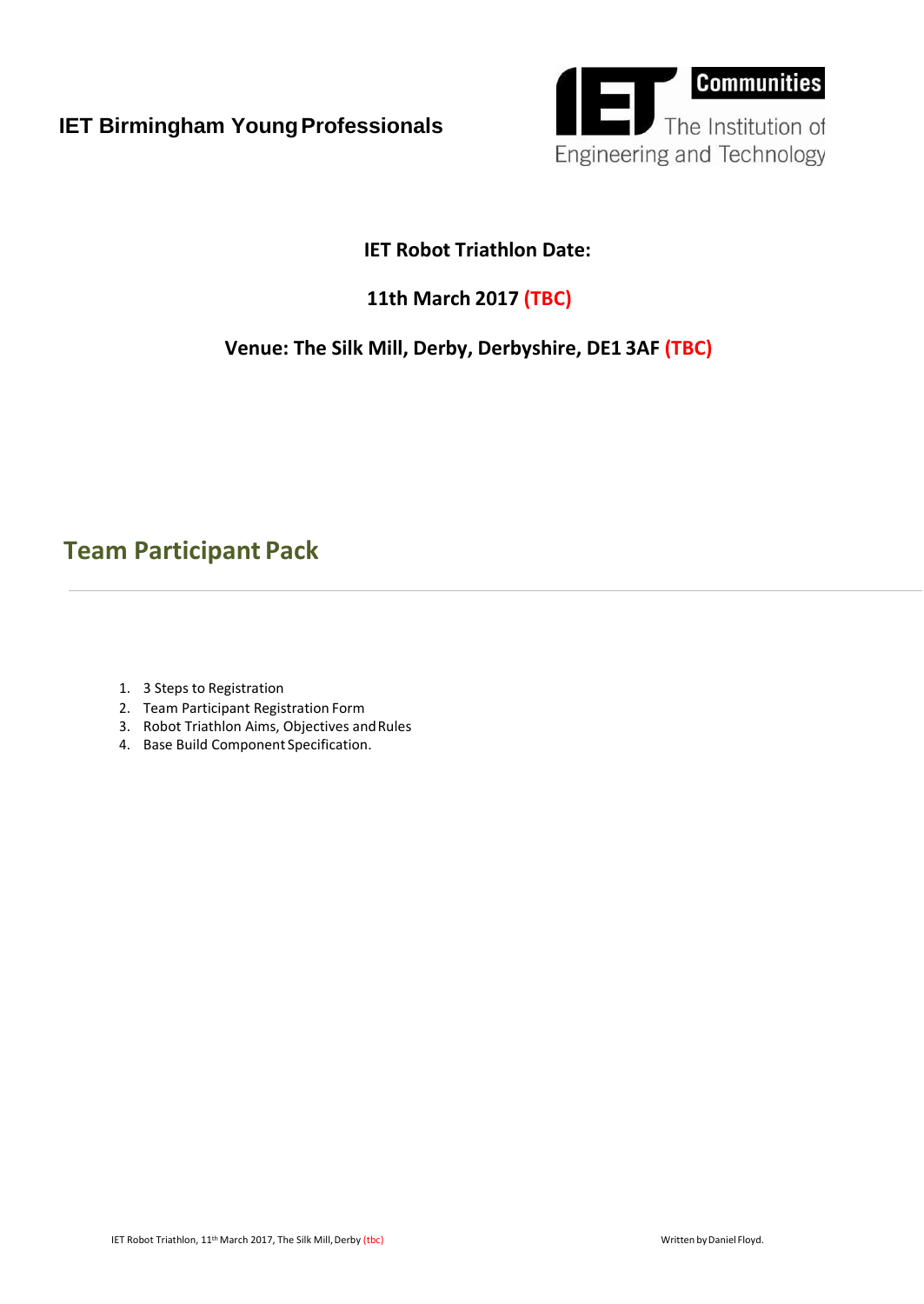IET Birmingham Young Professionals

Communities
The Institution of Engineering and Technology

**IET Robot Triathlon Date:**

**11th March 2017 (TBC)**

**Venue: The Silk Mill, Derby, Derbyshire, DE1 3AF (TBC)**

## Team Participant Pack

---

1. 3 Steps to Registration
2. Team Participant Registration Form
3. Robot Triathlon Aims, Objectives and Rules
4. Base Build Component Specification.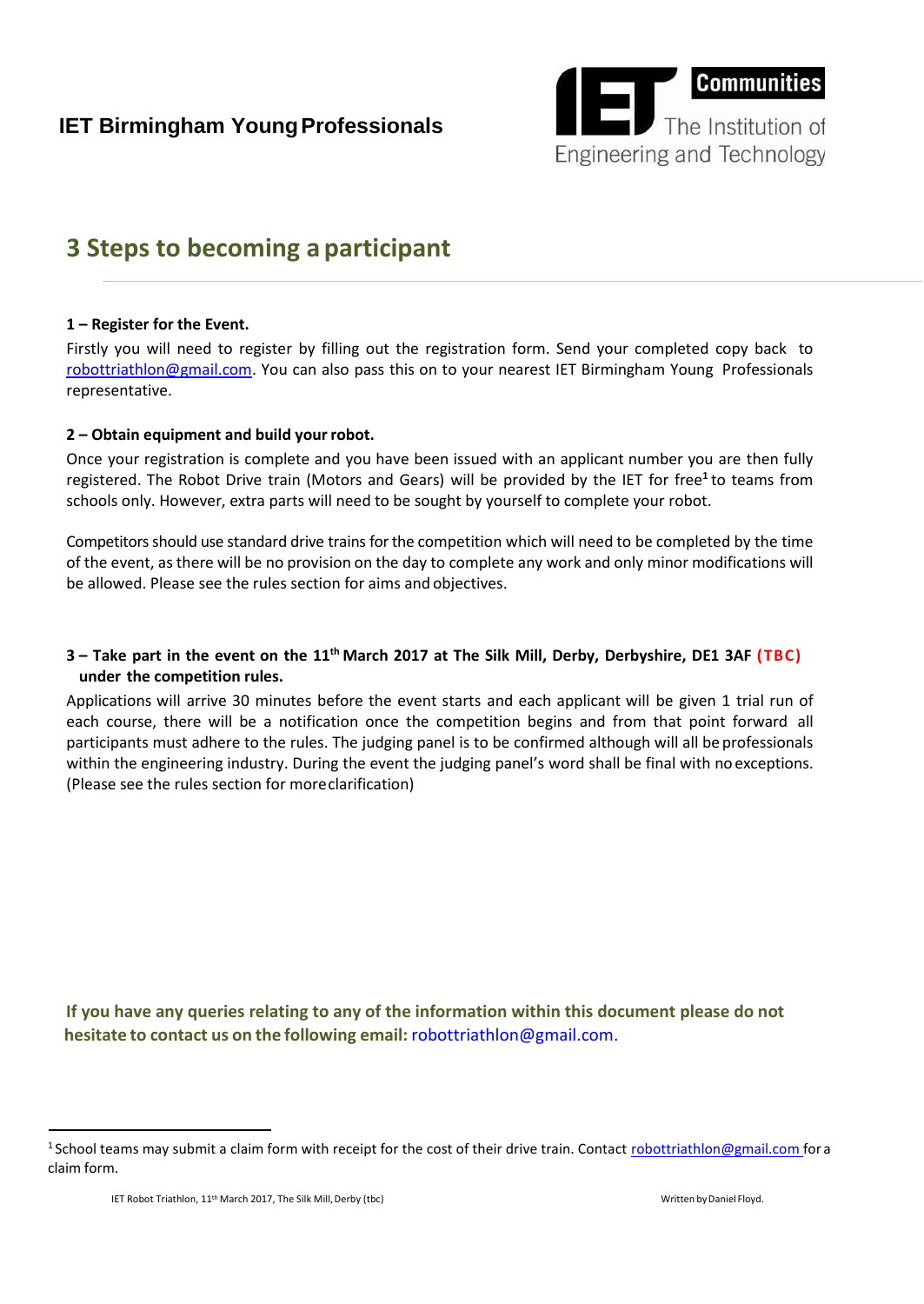IET Birmingham Young Professionals

## 3 Steps to becoming a participant

**1 – Register for the Event.**

Firstly you will need to register by filling out the registration form. Send your completed copy back to robottriathlon@gmail.com. You can also pass this on to your nearest IET Birmingham Young Professionals representative.

**2 – Obtain equipment and build your robot.**

Once your registration is complete and you have been issued with an applicant number you are then fully registered. The Robot Drive train (Motors and Gears) will be provided by the IET for free[1] to teams from schools only. However, extra parts will need to be sought by yourself to complete your robot.

Competitors should use standard drive trains for the competition which will need to be completed by the time of the event, as there will be no provision on the day to complete any work and only minor modifications will be allowed. Please see the rules section for aims and objectives.

**3 – Take part in the event on the 11th March 2017 at The Silk Mill, Derby, Derbyshire, DE1 3AF (TBC) under the competition rules.**

Applications will arrive 30 minutes before the event starts and each applicant will be given 1 trial run of each course, there will be a notification once the competition begins and from that point forward all participants must adhere to the rules. The judging panel is to be confirmed although will all be professionals within the engineering industry. During the event the judging panel's word shall be final with no exceptions. (Please see the rules section for more clarification)

**If you have any queries relating to any of the information within this document please do not hesitate to contact us on the following email:** robottriathlon@gmail.com.

---

[1] School teams may submit a claim form with receipt for the cost of their drive train. Contact robottriathlon@gmail.com for a claim form.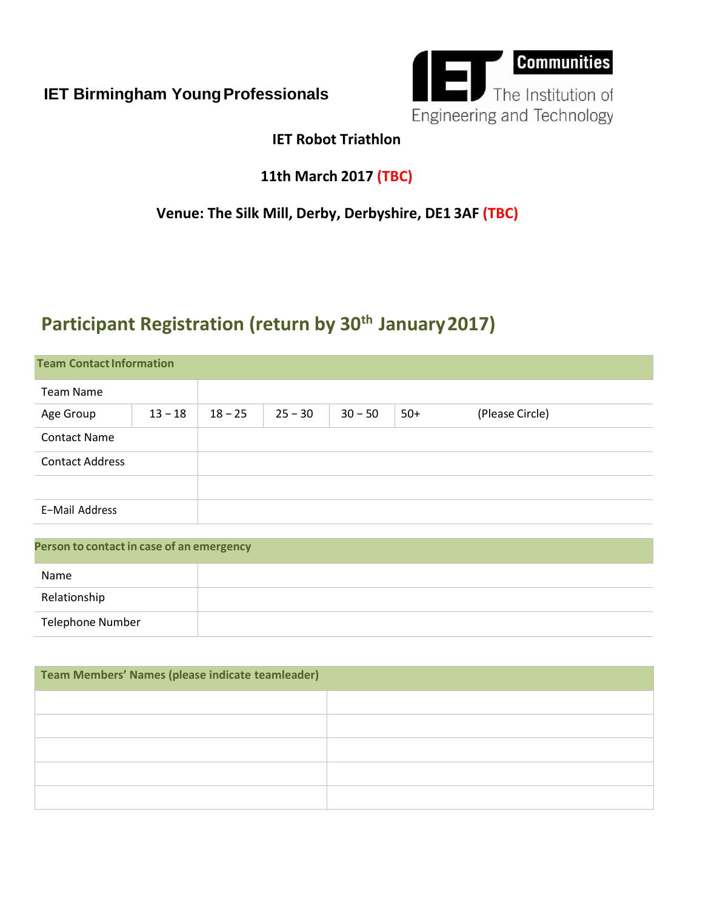**IET Birmingham Young Professionals**

Communities
The Institution of Engineering and Technology

**IET Robot Triathlon**

**11th March 2017 (TBC)**

**Venue: The Silk Mill, Derby, Derbyshire, DE1 3AF (TBC)**

## Participant Registration (return by 30th January 2017)

| Team Contact Information | | | | | | |
|---|---|---|---|---|---|---|
| Team Name | | | | | | |
| Age Group | 13 – 18 | 18 – 25 | 25 – 30 | 30 – 50 | 50+ | (Please Circle) |
| Contact Name | | | | | | |
| Contact Address | | | | | | |
| | | | | | | |
| E–Mail Address | | | | | | |

| Person to contact in case of an emergency | |
|---|---|
| Name | |
| Relationship | |
| Telephone Number | |

| Team Members' Names (please indicate teamleader) | |
|---|---|
| | |
| | |
| | |
| | |
| | |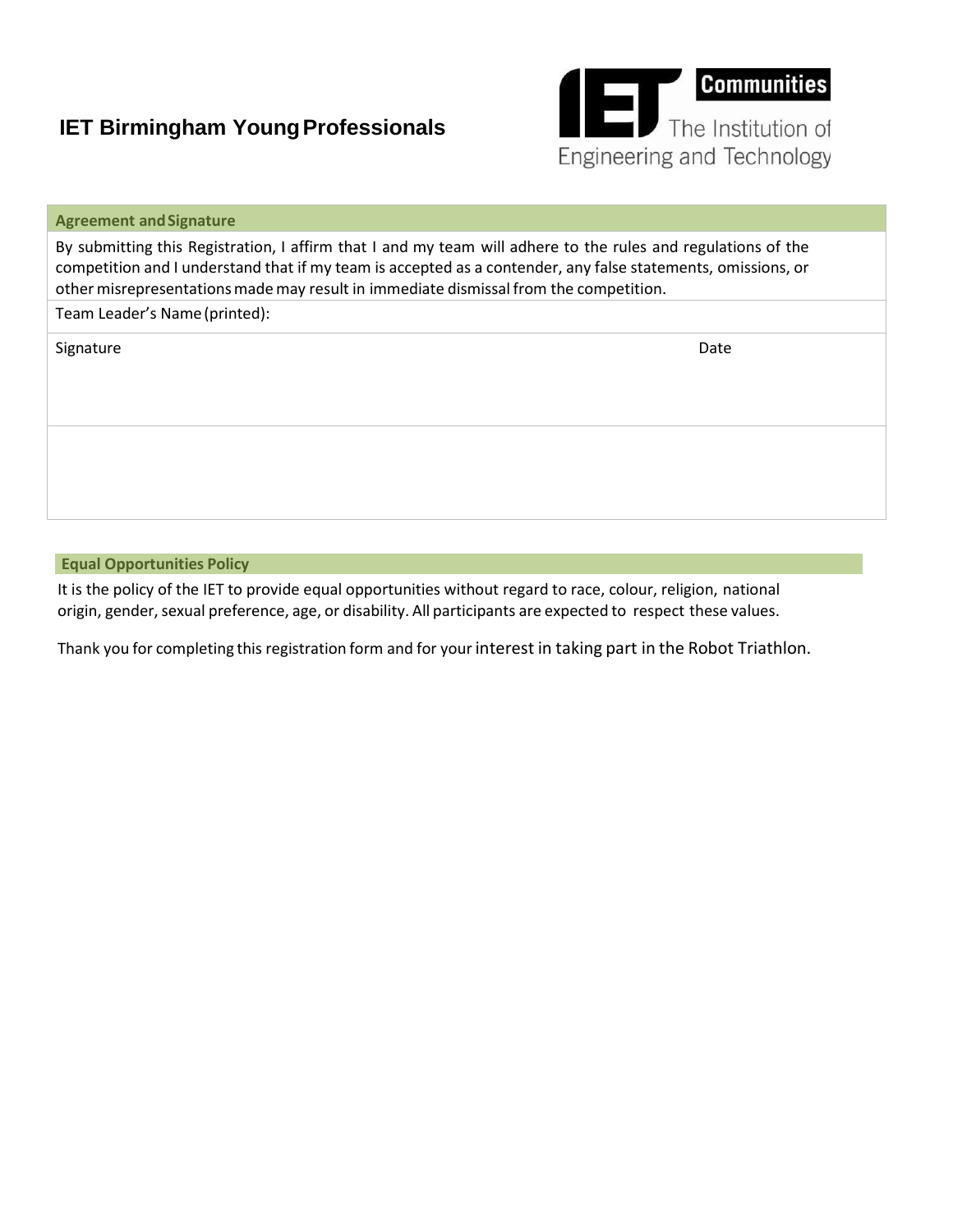# IET Birmingham Young Professionals

IET Communities — The Institution of Engineering and Technology

| Agreement and Signature |  |
| --- | --- |
| By submitting this Registration, I affirm that I and my team will adhere to the rules and regulations of the competition and I understand that if my team is accepted as a contender, any false statements, omissions, or other misrepresentations made may result in immediate dismissal from the competition. |  |
| Team Leader's Name (printed): |  |
| Signature | Date |
|  |  |

## Equal Opportunities Policy

It is the policy of the IET to provide equal opportunities without regard to race, colour, religion, national origin, gender, sexual preference, age, or disability. All participants are expected to respect these values.

Thank you for completing this registration form and for your interest in taking part in the Robot Triathlon.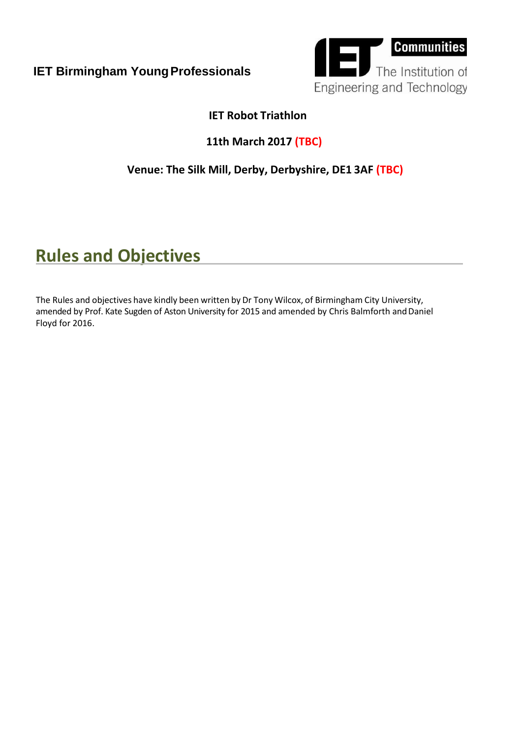**IET Birmingham Young Professionals**

**IET Robot Triathlon**

**11th March 2017 (TBC)**

**Venue: The Silk Mill, Derby, Derbyshire, DE1 3AF (TBC)**

## Rules and Objectives

The Rules and objectives have kindly been written by Dr Tony Wilcox, of Birmingham City University, amended by Prof. Kate Sugden of Aston University for 2015 and amended by Chris Balmforth and Daniel Floyd for 2016.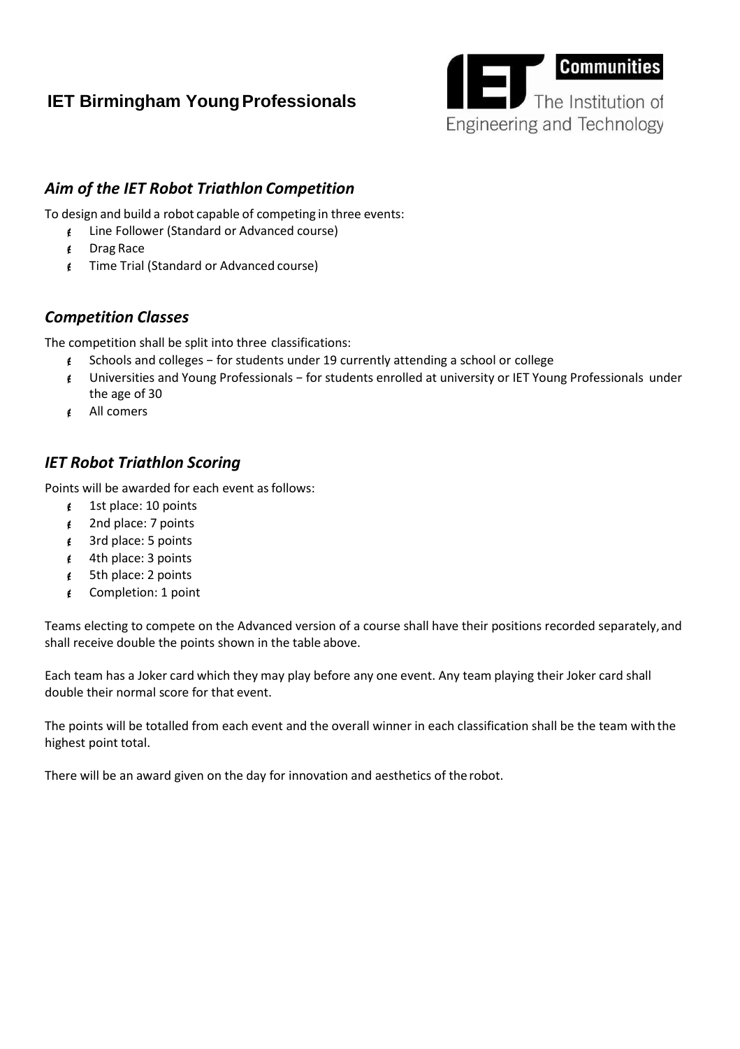**IET Birmingham Young Professionals**

Communities
The Institution of Engineering and Technology

## *Aim of the IET Robot Triathlon Competition*

To design and build a robot capable of competing in three events:

- Line Follower (Standard or Advanced course)
- Drag Race
- Time Trial (Standard or Advanced course)

## *Competition Classes*

The competition shall be split into three classifications:

- Schools and colleges – for students under 19 currently attending a school or college
- Universities and Young Professionals – for students enrolled at university or IET Young Professionals under the age of 30
- All comers

## *IET Robot Triathlon Scoring*

Points will be awarded for each event as follows:

- 1st place: 10 points
- 2nd place: 7 points
- 3rd place: 5 points
- 4th place: 3 points
- 5th place: 2 points
- Completion: 1 point

Teams electing to compete on the Advanced version of a course shall have their positions recorded separately, and shall receive double the points shown in the table above.

Each team has a Joker card which they may play before any one event. Any team playing their Joker card shall double their normal score for that event.

The points will be totalled from each event and the overall winner in each classification shall be the team with the highest point total.

There will be an award given on the day for innovation and aesthetics of the robot.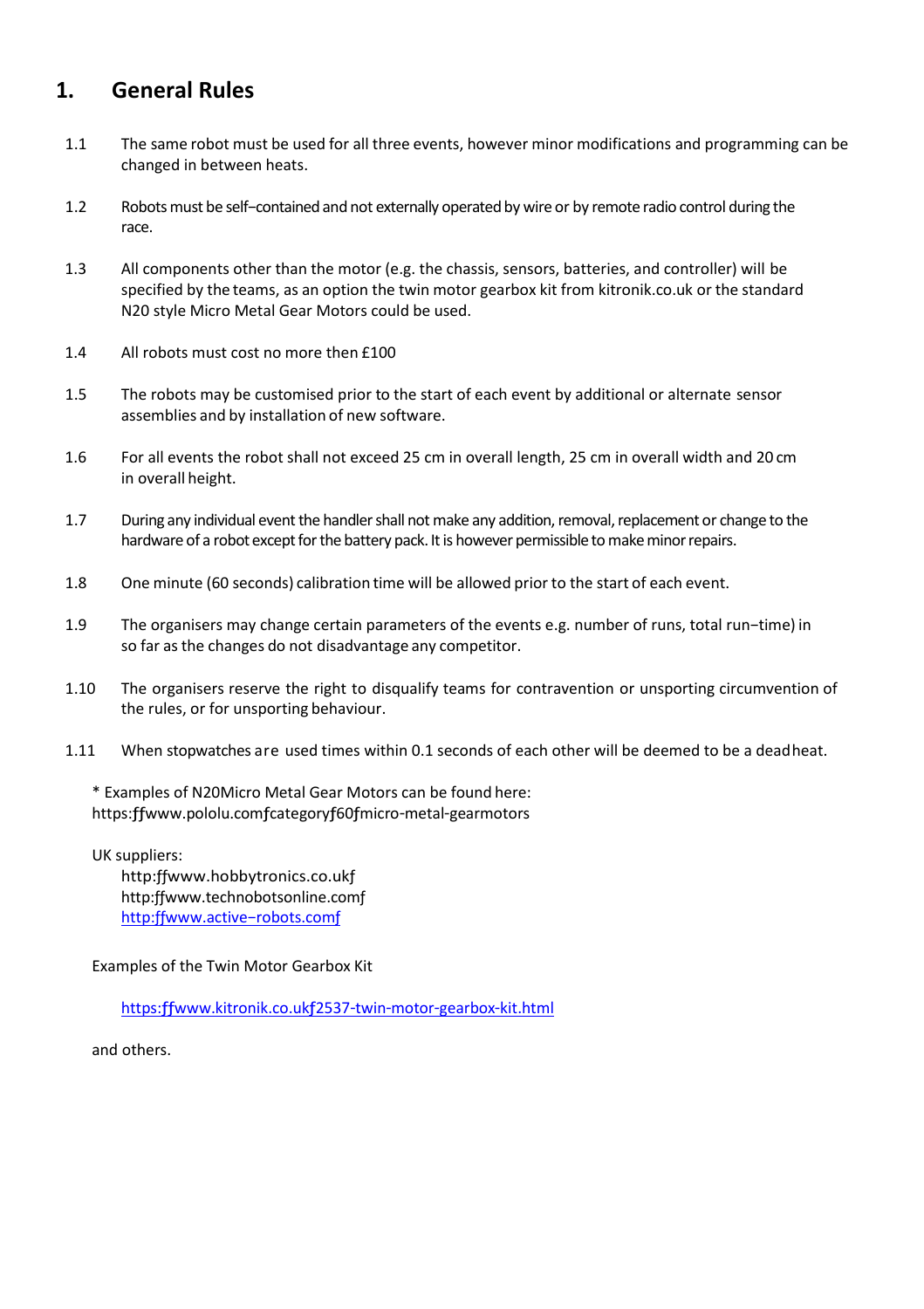# 1. General Rules

1.1 The same robot must be used for all three events, however minor modifications and programming can be changed in between heats.

1.2 Robots must be self−contained and not externally operated by wire or by remote radio control during the race.

1.3 All components other than the motor (e.g. the chassis, sensors, batteries, and controller) will be specified by the teams, as an option the twin motor gearbox kit from kitronik.co.uk or the standard N20 style Micro Metal Gear Motors could be used.

1.4 All robots must cost no more then £100

1.5 The robots may be customised prior to the start of each event by additional or alternate sensor assemblies and by installation of new software.

1.6 For all events the robot shall not exceed 25 cm in overall length, 25 cm in overall width and 20 cm in overall height.

1.7 During any individual event the handler shall not make any addition, removal, replacement or change to the hardware of a robot except for the battery pack. It is however permissible to make minor repairs.

1.8 One minute (60 seconds) calibration time will be allowed prior to the start of each event.

1.9 The organisers may change certain parameters of the events e.g. number of runs, total run−time) in so far as the changes do not disadvantage any competitor.

1.10 The organisers reserve the right to disqualify teams for contravention or unsporting circumvention of the rules, or for unsporting behaviour.

1.11 When stopwatches are used times within 0.1 seconds of each other will be deemed to be a dead heat.

* Examples of N20Micro Metal Gear Motors can be found here:
https:ƒƒwww.pololu.comƒcategoryƒ60ƒmicro-metal-gearmotors

UK suppliers:

http:ƒƒwww.hobbytronics.co.ukƒ
http:ƒƒwww.technobotsonline.comƒ
http:ƒƒwww.active−robots.comƒ

Examples of the Twin Motor Gearbox Kit

https:ƒƒwww.kitronik.co.ukƒ2537-twin-motor-gearbox-kit.html

and others.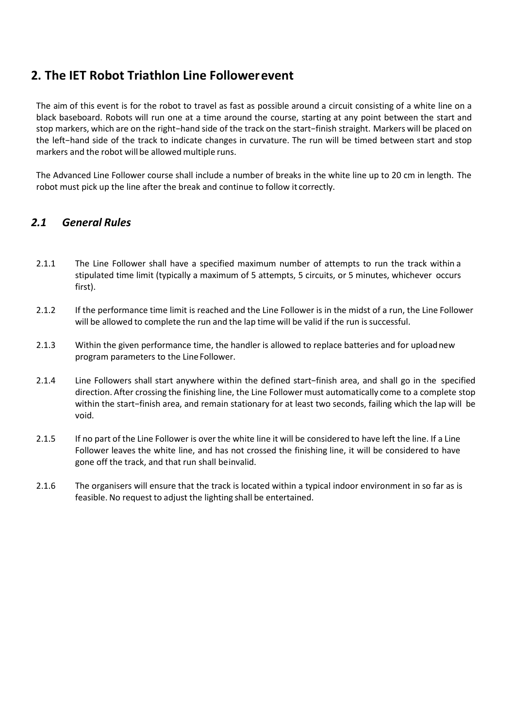## 2. The IET Robot Triathlon Line Follower event

The aim of this event is for the robot to travel as fast as possible around a circuit consisting of a white line on a black baseboard. Robots will run one at a time around the course, starting at any point between the start and stop markers, which are on the right−hand side of the track on the start−finish straight. Markers will be placed on the left−hand side of the track to indicate changes in curvature. The run will be timed between start and stop markers and the robot will be allowed multiple runs.

The Advanced Line Follower course shall include a number of breaks in the white line up to 20 cm in length. The robot must pick up the line after the break and continue to follow it correctly.

### *2.1 General Rules*

2.1.1 The Line Follower shall have a specified maximum number of attempts to run the track within a stipulated time limit (typically a maximum of 5 attempts, 5 circuits, or 5 minutes, whichever occurs first).

2.1.2 If the performance time limit is reached and the Line Follower is in the midst of a run, the Line Follower will be allowed to complete the run and the lap time will be valid if the run is successful.

2.1.3 Within the given performance time, the handler is allowed to replace batteries and for upload new program parameters to the Line Follower.

2.1.4 Line Followers shall start anywhere within the defined start−finish area, and shall go in the specified direction. After crossing the finishing line, the Line Follower must automatically come to a complete stop within the start−finish area, and remain stationary for at least two seconds, failing which the lap will be void.

2.1.5 If no part of the Line Follower is over the white line it will be considered to have left the line. If a Line Follower leaves the white line, and has not crossed the finishing line, it will be considered to have gone off the track, and that run shall be invalid.

2.1.6 The organisers will ensure that the track is located within a typical indoor environment in so far as is feasible. No request to adjust the lighting shall be entertained.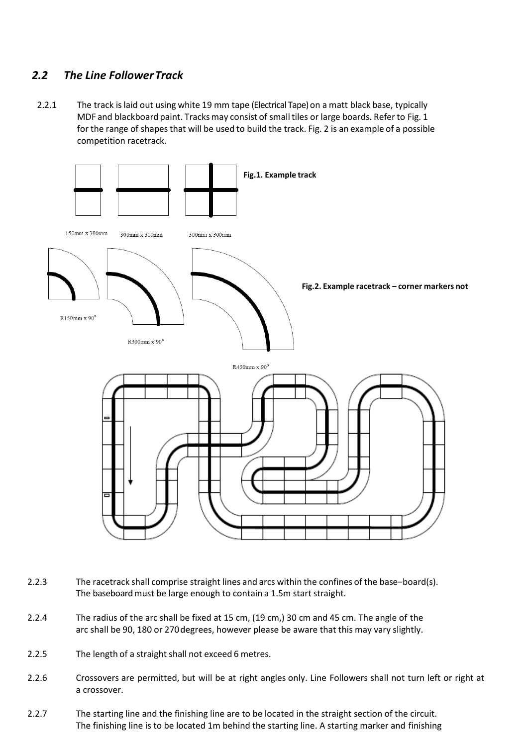## *2.2 The Line Follower Track*

2.2.1 The track is laid out using white 19 mm tape (Electrical Tape) on a matt black base, typically MDF and blackboard paint. Tracks may consist of small tiles or large boards. Refer to Fig. 1 for the range of shapes that will be used to build the track. Fig. 2 is an example of a possible competition racetrack.

**Fig.1. Example track**

150mm x 300mm 300mm x 300mm 300mm x 300mm

R150mm x 90° R300mm x 90° R450mm x 90°

**Fig.2. Example racetrack – corner markers not**

2.2.3 The racetrack shall comprise straight lines and arcs within the confines of the base−board(s). The baseboard must be large enough to contain a 1.5m start straight.

2.2.4 The radius of the arc shall be fixed at 15 cm, (19 cm,) 30 cm and 45 cm. The angle of the arc shall be 90, 180 or 270 degrees, however please be aware that this may vary slightly.

2.2.5 The length of a straight shall not exceed 6 metres.

2.2.6 Crossovers are permitted, but will be at right angles only. Line Followers shall not turn left or right at a crossover.

2.2.7 The starting line and the finishing line are to be located in the straight section of the circuit. The finishing line is to be located 1m behind the starting line. A starting marker and finishing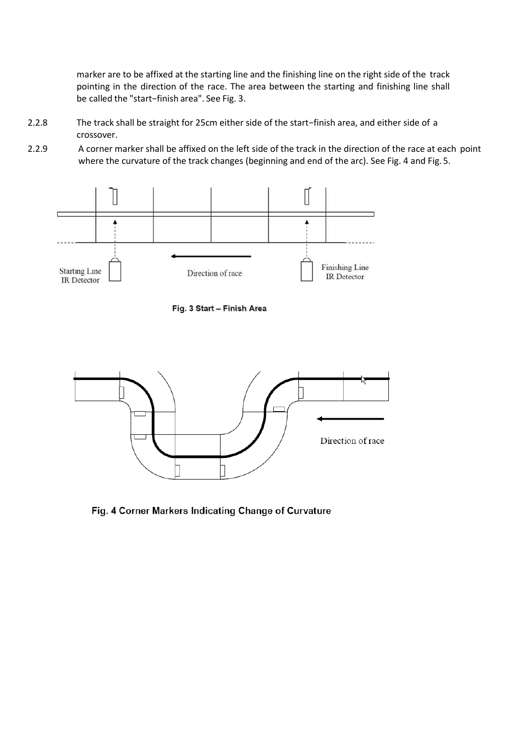marker are to be affixed at the starting line and the finishing line on the right side of the track pointing in the direction of the race. The area between the starting and finishing line shall be called the "start−finish area". See Fig. 3.

2.2.8 The track shall be straight for 25cm either side of the start−finish area, and either side of a crossover.

2.2.9 A corner marker shall be affixed on the left side of the track in the direction of the race at each point where the curvature of the track changes (beginning and end of the arc). See Fig. 4 and Fig. 5.

Starting Line IR Detector

Direction of race

Finishing Line IR Detector

**Fig. 3 Start – Finish Area**

Direction of race

**Fig. 4 Corner Markers Indicating Change of Curvature**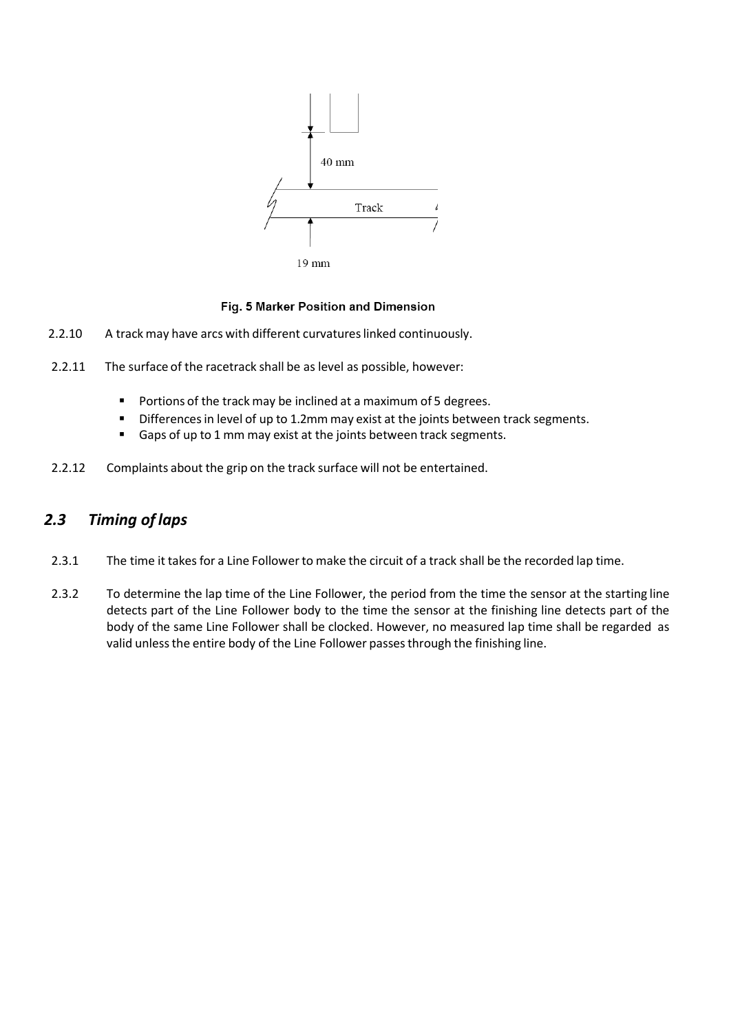Fig. 5 Marker Position and Dimension

2.2.10 A track may have arcs with different curvatures linked continuously.

2.2.11 The surface of the racetrack shall be as level as possible, however:

- Portions of the track may be inclined at a maximum of 5 degrees.
- Differences in level of up to 1.2mm may exist at the joints between track segments.
- Gaps of up to 1 mm may exist at the joints between track segments.

2.2.12 Complaints about the grip on the track surface will not be entertained.

## *2.3 Timing of laps*

2.3.1 The time it takes for a Line Follower to make the circuit of a track shall be the recorded lap time.

2.3.2 To determine the lap time of the Line Follower, the period from the time the sensor at the starting line detects part of the Line Follower body to the time the sensor at the finishing line detects part of the body of the same Line Follower shall be clocked. However, no measured lap time shall be regarded as valid unless the entire body of the Line Follower passes through the finishing line.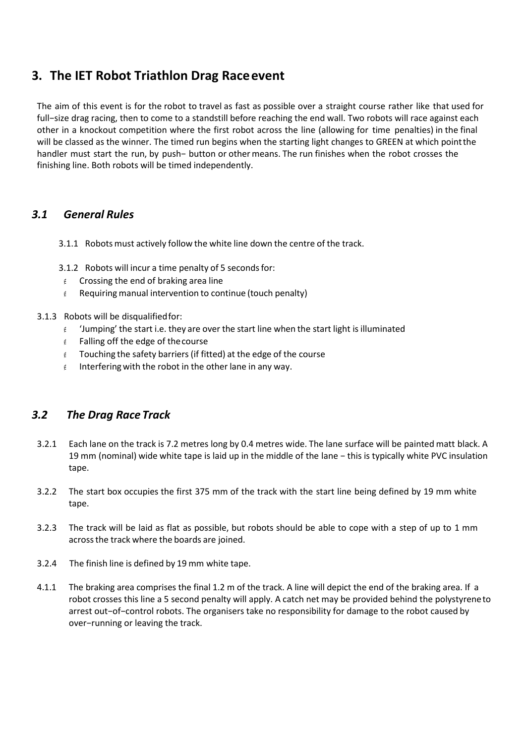## 3. The IET Robot Triathlon Drag Race event

The aim of this event is for the robot to travel as fast as possible over a straight course rather like that used for full−size drag racing, then to come to a standstill before reaching the end wall. Two robots will race against each other in a knockout competition where the first robot across the line (allowing for time penalties) in the final will be classed as the winner. The timed run begins when the starting light changes to GREEN at which point the handler must start the run, by push− button or other means. The run finishes when the robot crosses the finishing line. Both robots will be timed independently.

### *3.1 General Rules*

3.1.1 Robots must actively follow the white line down the centre of the track.

3.1.2 Robots will incur a time penalty of 5 seconds for:

- Crossing the end of braking area line
- Requiring manual intervention to continue (touch penalty)

3.1.3 Robots will be disqualified for:

- 'Jumping' the start i.e. they are over the start line when the start light is illuminated
- Falling off the edge of the course
- Touching the safety barriers (if fitted) at the edge of the course
- Interfering with the robot in the other lane in any way.

### *3.2 The Drag Race Track*

3.2.1 Each lane on the track is 7.2 metres long by 0.4 metres wide. The lane surface will be painted matt black. A 19 mm (nominal) wide white tape is laid up in the middle of the lane − this is typically white PVC insulation tape.

3.2.2 The start box occupies the first 375 mm of the track with the start line being defined by 19 mm white tape.

3.2.3 The track will be laid as flat as possible, but robots should be able to cope with a step of up to 1 mm across the track where the boards are joined.

3.2.4 The finish line is defined by 19 mm white tape.

4.1.1 The braking area comprises the final 1.2 m of the track. A line will depict the end of the braking area. If a robot crosses this line a 5 second penalty will apply. A catch net may be provided behind the polystyrene to arrest out−of−control robots. The organisers take no responsibility for damage to the robot caused by over−running or leaving the track.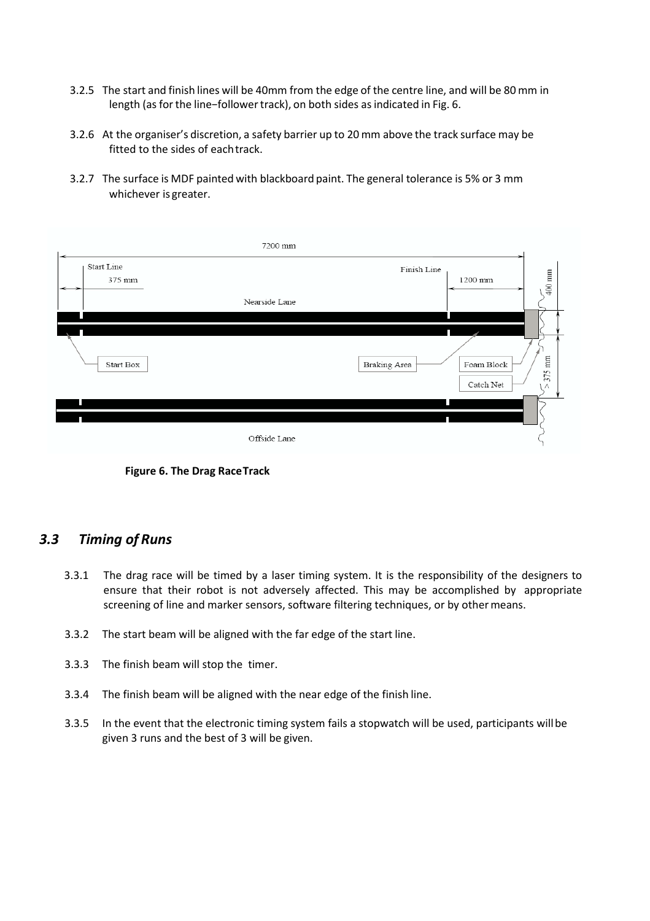3.2.5 The start and finish lines will be 40mm from the edge of the centre line, and will be 80 mm in length (as for the line−follower track), on both sides as indicated in Fig. 6.

3.2.6 At the organiser's discretion, a safety barrier up to 20 mm above the track surface may be fitted to the sides of each track.

3.2.7 The surface is MDF painted with blackboard paint. The general tolerance is 5% or 3 mm whichever is greater.

**Figure 6. The Drag Race Track**

## *3.3 Timing of Runs*

3.3.1 The drag race will be timed by a laser timing system. It is the responsibility of the designers to ensure that their robot is not adversely affected. This may be accomplished by appropriate screening of line and marker sensors, software filtering techniques, or by other means.

3.3.2 The start beam will be aligned with the far edge of the start line.

3.3.3 The finish beam will stop the timer.

3.3.4 The finish beam will be aligned with the near edge of the finish line.

3.3.5 In the event that the electronic timing system fails a stopwatch will be used, participants will be given 3 runs and the best of 3 will be given.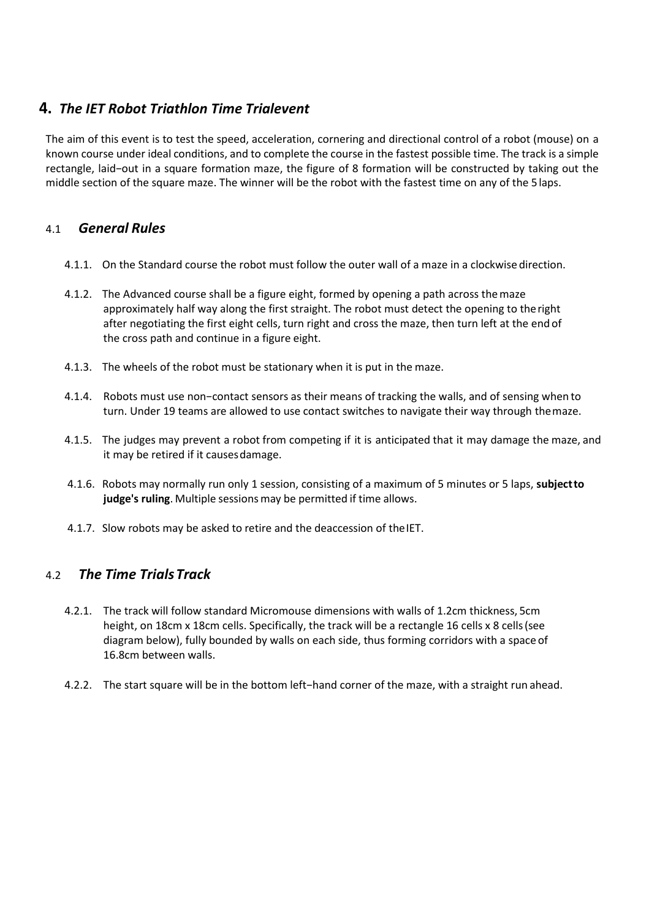# 4. *The IET Robot Triathlon Time Trialevent*

The aim of this event is to test the speed, acceleration, cornering and directional control of a robot (mouse) on a known course under ideal conditions, and to complete the course in the fastest possible time. The track is a simple rectangle, laid−out in a square formation maze, the figure of 8 formation will be constructed by taking out the middle section of the square maze. The winner will be the robot with the fastest time on any of the 5 laps.

## 4.1 *General Rules*

4.1.1. On the Standard course the robot must follow the outer wall of a maze in a clockwise direction.

4.1.2. The Advanced course shall be a figure eight, formed by opening a path across the maze approximately half way along the first straight. The robot must detect the opening to the right after negotiating the first eight cells, turn right and cross the maze, then turn left at the end of the cross path and continue in a figure eight.

4.1.3. The wheels of the robot must be stationary when it is put in the maze.

4.1.4. Robots must use non−contact sensors as their means of tracking the walls, and of sensing when to turn. Under 19 teams are allowed to use contact switches to navigate their way through the maze.

4.1.5. The judges may prevent a robot from competing if it is anticipated that it may damage the maze, and it may be retired if it causes damage.

4.1.6. Robots may normally run only 1 session, consisting of a maximum of 5 minutes or 5 laps, **subject to judge's ruling**. Multiple sessions may be permitted if time allows.

4.1.7. Slow robots may be asked to retire and the deaccession of the IET.

## 4.2 *The Time Trials Track*

4.2.1. The track will follow standard Micromouse dimensions with walls of 1.2cm thickness, 5cm height, on 18cm x 18cm cells. Specifically, the track will be a rectangle 16 cells x 8 cells (see diagram below), fully bounded by walls on each side, thus forming corridors with a space of 16.8cm between walls.

4.2.2. The start square will be in the bottom left−hand corner of the maze, with a straight run ahead.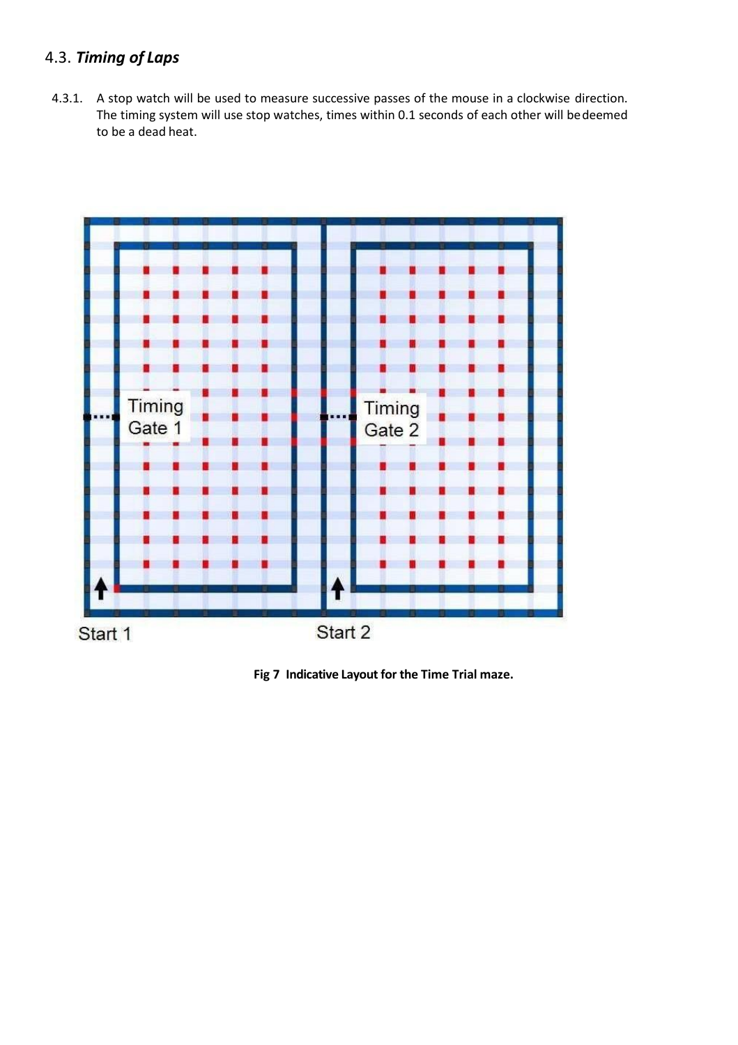## 4.3. *Timing of Laps*

4.3.1. A stop watch will be used to measure successive passes of the mouse in a clockwise direction. The timing system will use stop watches, times within 0.1 seconds of each other will be deemed to be a dead heat.

Timing Gate 1

Timing Gate 2

Start 1

Start 2

**Fig 7 Indicative Layout for the Time Trial maze.**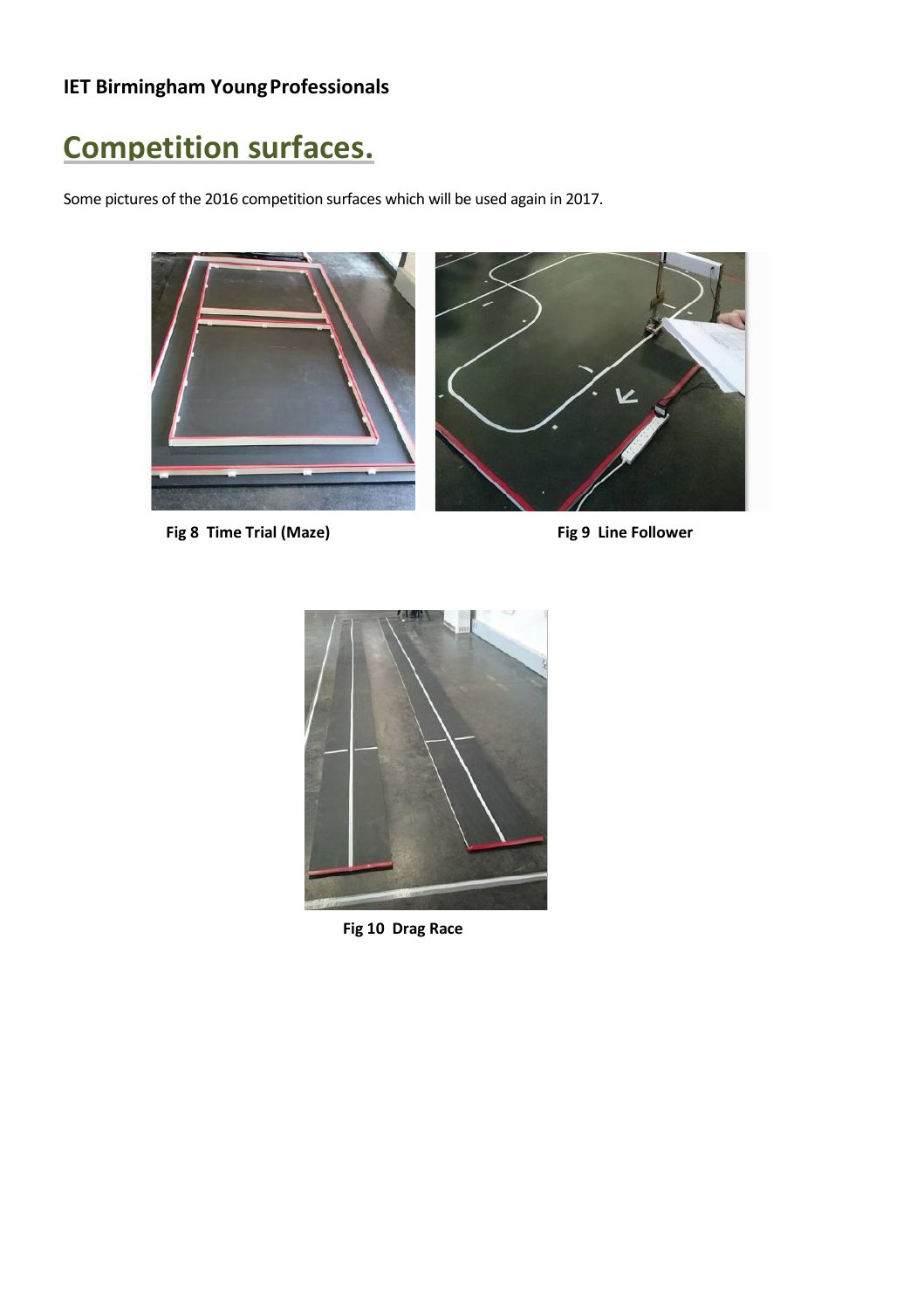**IET Birmingham Young Professionals**

# Competition surfaces.

Some pictures of the 2016 competition surfaces which will be used again in 2017.

**Fig 8 Time Trial (Maze)**

**Fig 9 Line Follower**

**Fig 10 Drag Race**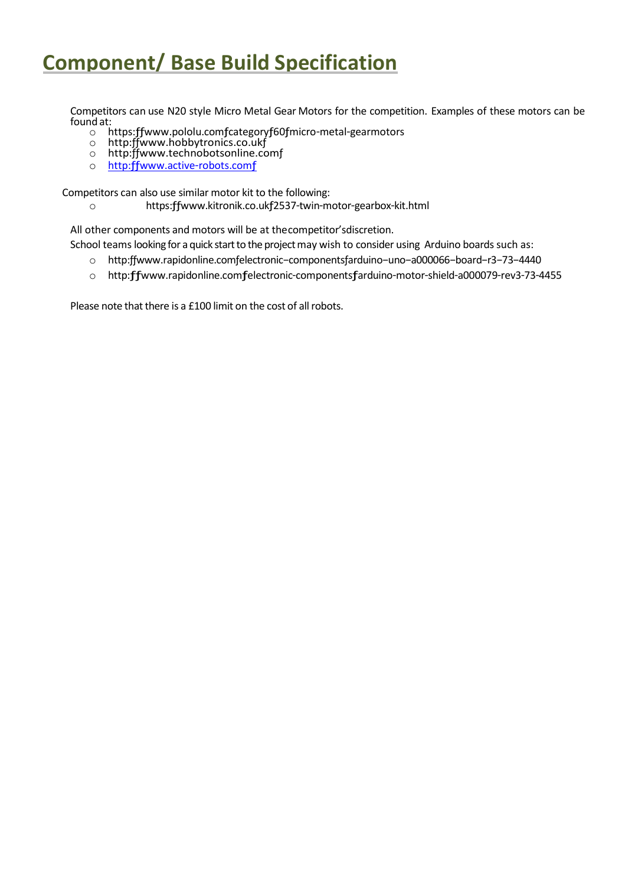# Component/ Base Build Specification

Competitors can use N20 style Micro Metal Gear Motors for the competition. Examples of these motors can be found at:

- https:ƒƒwww.pololu.comƒcategoryƒ60ƒmicro-metal-gearmotors
- http:ƒƒwww.hobbytronics.co.ukƒ
- http:ƒƒwww.technobotsonline.comƒ
- http:ƒƒwww.active-robots.comƒ

Competitors can also use similar motor kit to the following:

- https:ƒƒwww.kitronik.co.ukƒ2537-twin-motor-gearbox-kit.html

All other components and motors will be at thecompetitor'sdiscretion.

School teams looking for a quick start to the project may wish to consider using Arduino boards such as:

- http:ƒƒwww.rapidonline.comƒelectronic–componentsƒarduino–uno–a000066–board–r3–73–4440
- http:ƒƒwww.rapidonline.comƒelectronic-componentsƒarduino-motor-shield-a000079-rev3-73-4455

Please note that there is a £100 limit on the cost of all robots.